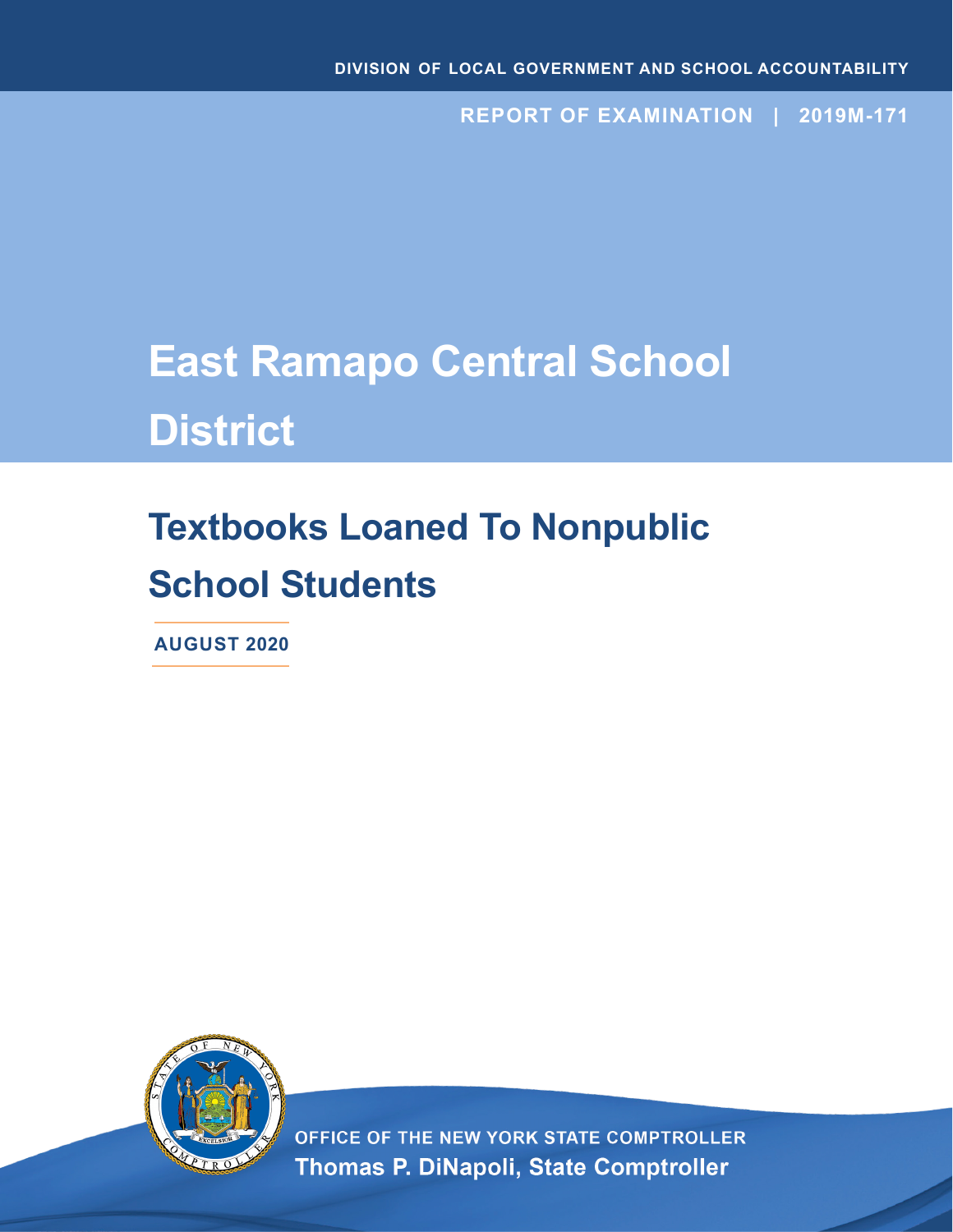DIVISION OF LOCAL GOVERNMENT AND SCHOOL ACCOUNTABILITY

REPORT OF EXAMINATION | 2019M-171

# East Ramapo Central School District

## Textbooks Loaned To Nonpublic School Students

**AUGUST 2020**

OFFICE OF THE NEW YORK STATE COMPTROLLER

**Thomas P. DiNapoli, State Comptroller**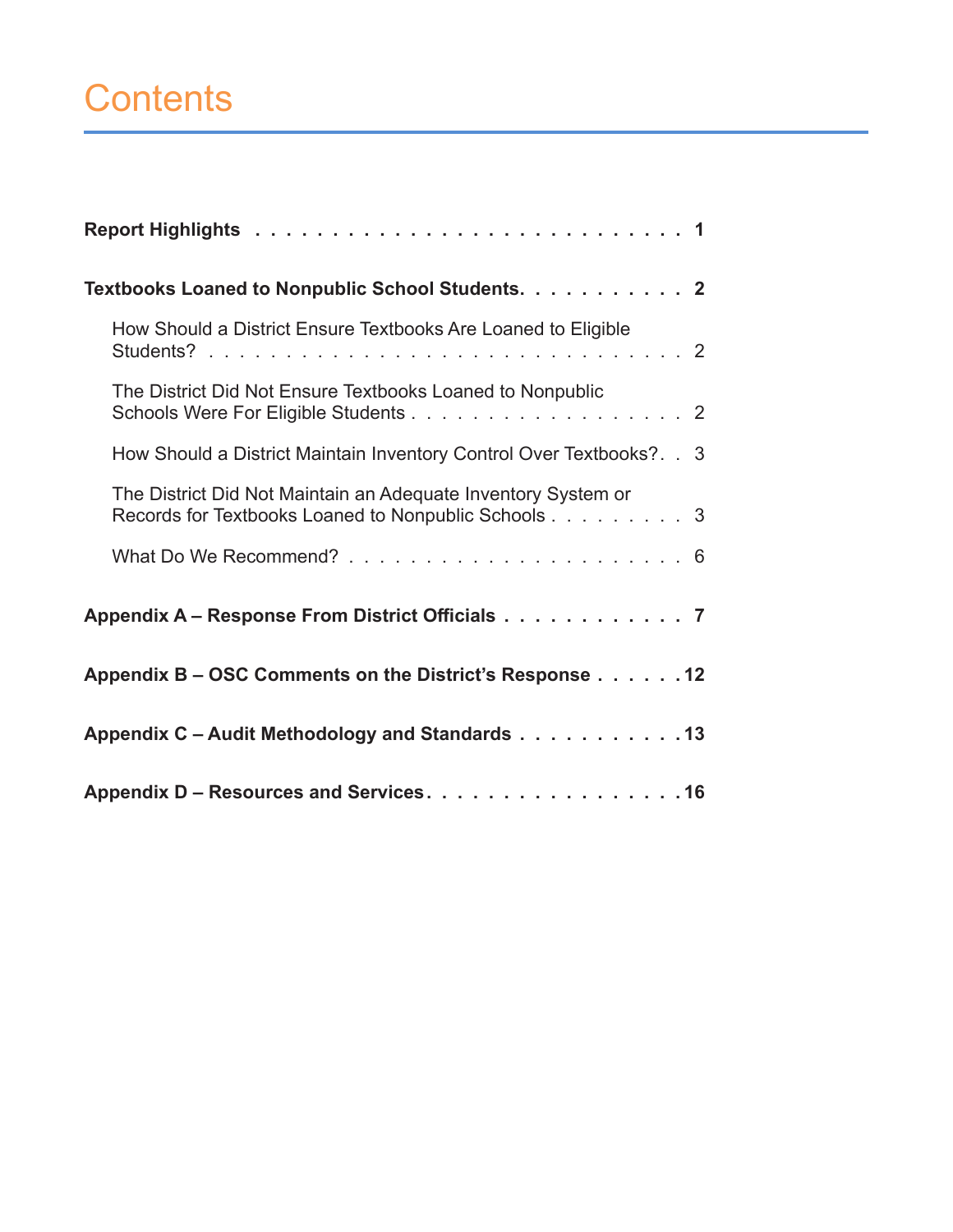# Contents

**Report Highlights** . . . . . . . . . . . . . . . . . . . . . . . . . . . . **1**

**Textbooks Loaned to Nonpublic School Students.** . . . . . . . . . . . **2**

How Should a District Ensure Textbooks Are Loaned to Eligible Students? . . . . . . . . . . . . . . . . . . . . . . . . . . . . . . . 2

The District Did Not Ensure Textbooks Loaned to Nonpublic Schools Were For Eligible Students . . . . . . . . . . . . . . . . . . 2

How Should a District Maintain Inventory Control Over Textbooks? . . 3

The District Did Not Maintain an Adequate Inventory System or Records for Textbooks Loaned to Nonpublic Schools . . . . . . . . . 3

What Do We Recommend? . . . . . . . . . . . . . . . . . . . . . . 6

**Appendix A – Response From District Officials** . . . . . . . . . . . . **7**

**Appendix B – OSC Comments on the District's Response** . . . . . . **12**

**Appendix C – Audit Methodology and Standards** . . . . . . . . . . . **13**

**Appendix D – Resources and Services** . . . . . . . . . . . . . . . . . **16**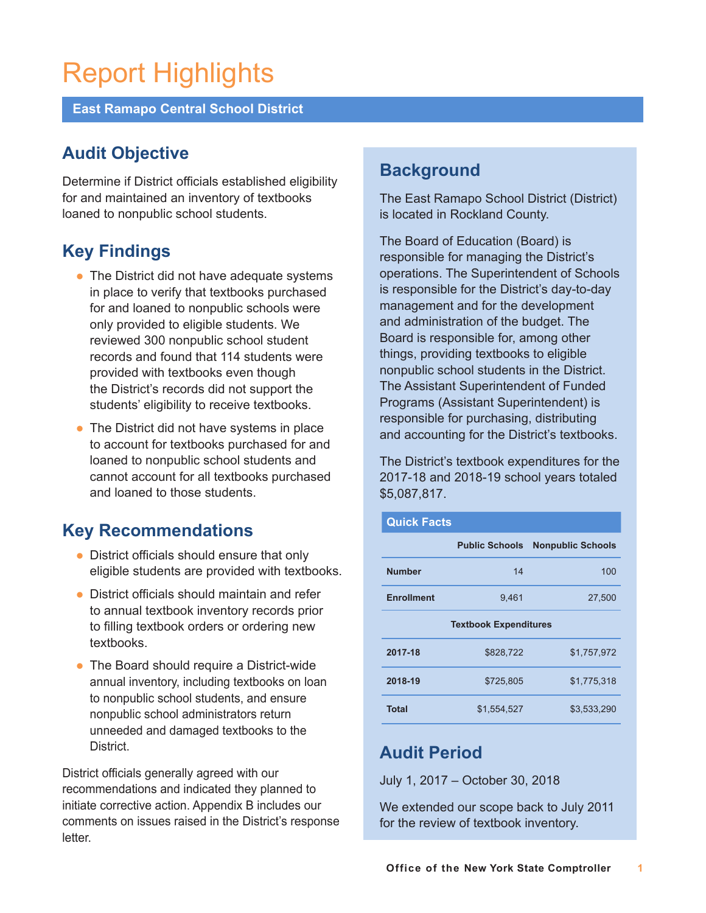# Report Highlights

**East Ramapo Central School District**

## Audit Objective

Determine if District officials established eligibility for and maintained an inventory of textbooks loaned to nonpublic school students.

## Key Findings

- The District did not have adequate systems in place to verify that textbooks purchased for and loaned to nonpublic schools were only provided to eligible students. We reviewed 300 nonpublic school student records and found that 114 students were provided with textbooks even though the District's records did not support the students' eligibility to receive textbooks.
- The District did not have systems in place to account for textbooks purchased for and loaned to nonpublic school students and cannot account for all textbooks purchased and loaned to those students.

## Key Recommendations

- District officials should ensure that only eligible students are provided with textbooks.
- District officials should maintain and refer to annual textbook inventory records prior to filling textbook orders or ordering new textbooks.
- The Board should require a District-wide annual inventory, including textbooks on loan to nonpublic school students, and ensure nonpublic school administrators return unneeded and damaged textbooks to the District.

District officials generally agreed with our recommendations and indicated they planned to initiate corrective action. Appendix B includes our comments on issues raised in the District's response letter.

## Background

The East Ramapo School District (District) is located in Rockland County.

The Board of Education (Board) is responsible for managing the District's operations. The Superintendent of Schools is responsible for the District's day-to-day management and for the development and administration of the budget. The Board is responsible for, among other things, providing textbooks to eligible nonpublic school students in the District. The Assistant Superintendent of Funded Programs (Assistant Superintendent) is responsible for purchasing, distributing and accounting for the District's textbooks.

The District's textbook expenditures for the 2017-18 and 2018-19 school years totaled $5,087,817.

**Quick Facts**

| | Public Schools | Nonpublic Schools |
|---|---|---|
| **Number** | 14 | 100 |
| **Enrollment** | 9,461 | 27,500 |
| **Textbook Expenditures** | | |
| **2017-18** | $828,722 | $1,757,972 |
| **2018-19** | $725,805 | $1,775,318 |
| **Total** | $1,554,527 | $3,533,290 |

## Audit Period

July 1, 2017 – October 30, 2018

We extended our scope back to July 2011 for the review of textbook inventory.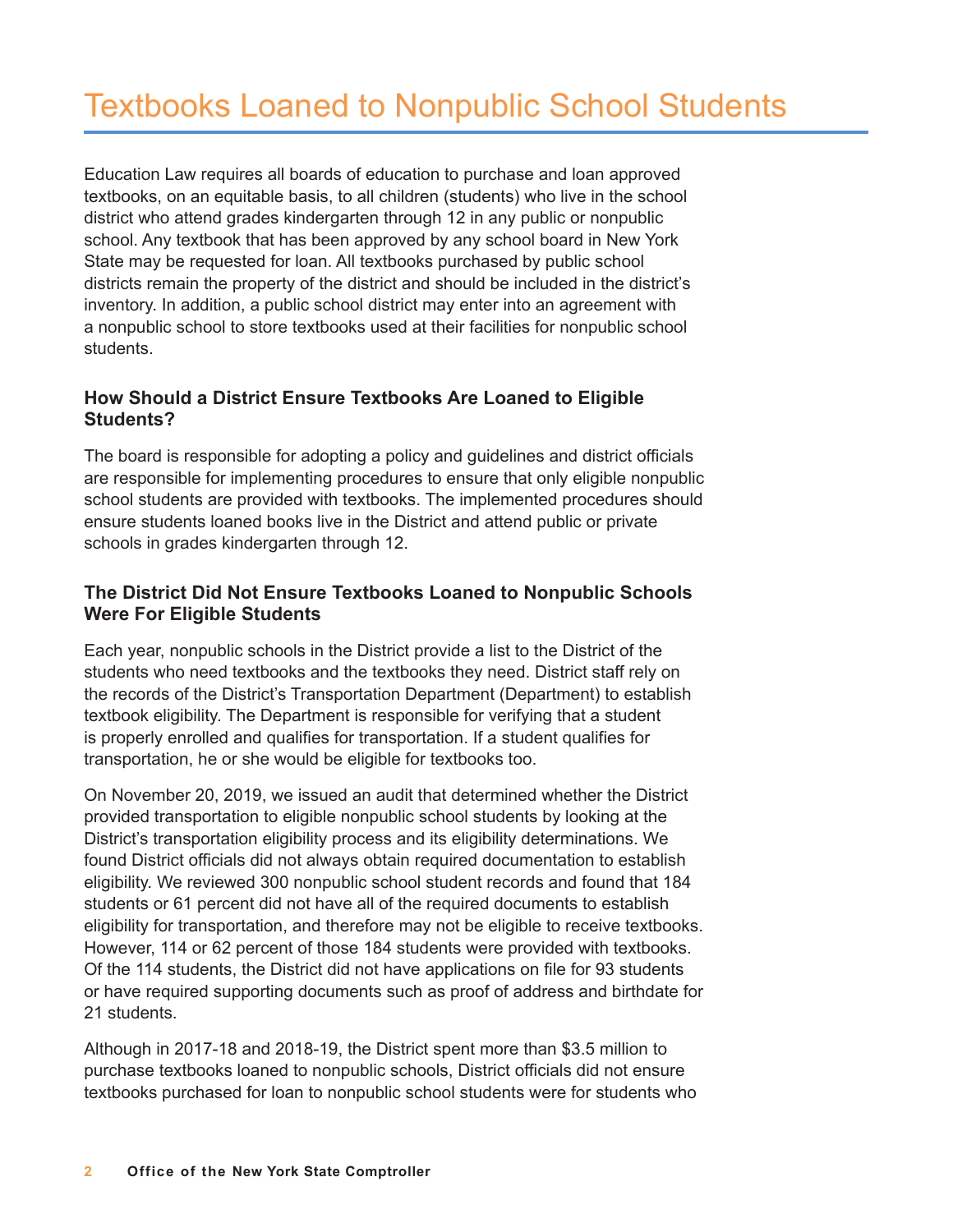# Textbooks Loaned to Nonpublic School Students

Education Law requires all boards of education to purchase and loan approved textbooks, on an equitable basis, to all children (students) who live in the school district who attend grades kindergarten through 12 in any public or nonpublic school. Any textbook that has been approved by any school board in New York State may be requested for loan. All textbooks purchased by public school districts remain the property of the district and should be included in the district's inventory. In addition, a public school district may enter into an agreement with a nonpublic school to store textbooks used at their facilities for nonpublic school students.

### How Should a District Ensure Textbooks Are Loaned to Eligible Students?

The board is responsible for adopting a policy and guidelines and district officials are responsible for implementing procedures to ensure that only eligible nonpublic school students are provided with textbooks. The implemented procedures should ensure students loaned books live in the District and attend public or private schools in grades kindergarten through 12.

### The District Did Not Ensure Textbooks Loaned to Nonpublic Schools Were For Eligible Students

Each year, nonpublic schools in the District provide a list to the District of the students who need textbooks and the textbooks they need. District staff rely on the records of the District's Transportation Department (Department) to establish textbook eligibility. The Department is responsible for verifying that a student is properly enrolled and qualifies for transportation. If a student qualifies for transportation, he or she would be eligible for textbooks too.

On November 20, 2019, we issued an audit that determined whether the District provided transportation to eligible nonpublic school students by looking at the District's transportation eligibility process and its eligibility determinations. We found District officials did not always obtain required documentation to establish eligibility. We reviewed 300 nonpublic school student records and found that 184 students or 61 percent did not have all of the required documents to establish eligibility for transportation, and therefore may not be eligible to receive textbooks. However, 114 or 62 percent of those 184 students were provided with textbooks. Of the 114 students, the District did not have applications on file for 93 students or have required supporting documents such as proof of address and birthdate for 21 students.

Although in 2017-18 and 2018-19, the District spent more than $3.5 million to purchase textbooks loaned to nonpublic schools, District officials did not ensure textbooks purchased for loan to nonpublic school students were for students who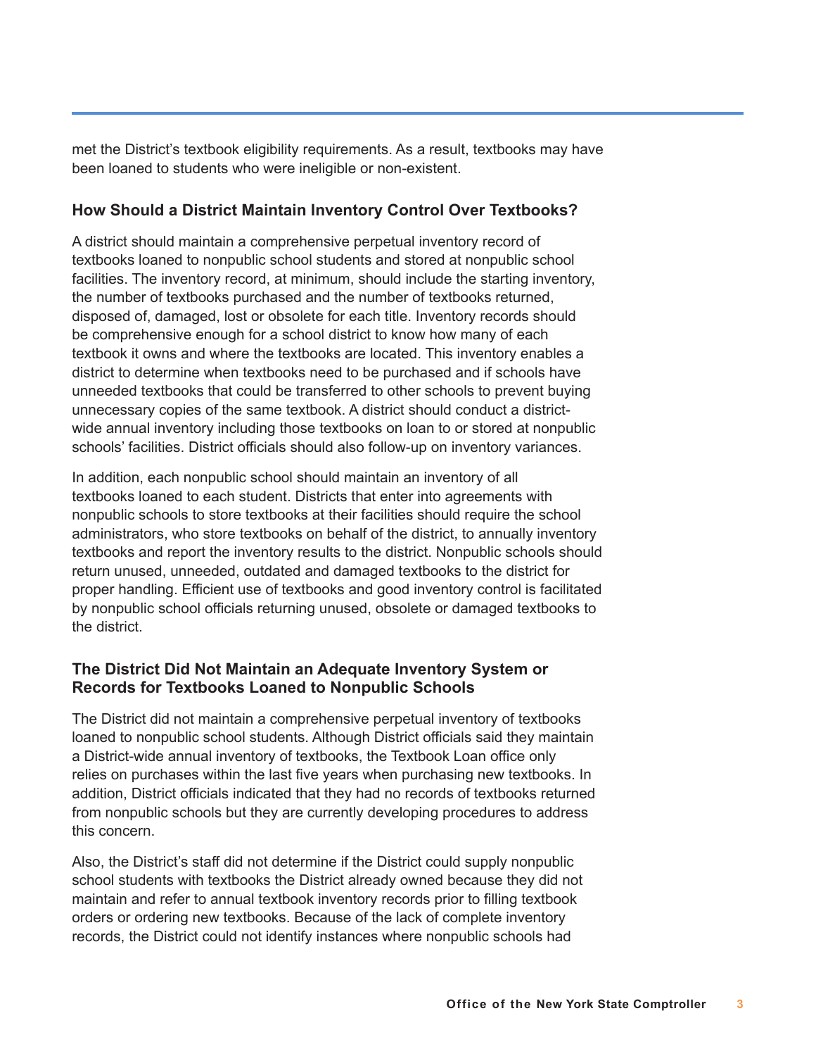met the District's textbook eligibility requirements. As a result, textbooks may have been loaned to students who were ineligible or non-existent.

### How Should a District Maintain Inventory Control Over Textbooks?

A district should maintain a comprehensive perpetual inventory record of textbooks loaned to nonpublic school students and stored at nonpublic school facilities. The inventory record, at minimum, should include the starting inventory, the number of textbooks purchased and the number of textbooks returned, disposed of, damaged, lost or obsolete for each title. Inventory records should be comprehensive enough for a school district to know how many of each textbook it owns and where the textbooks are located. This inventory enables a district to determine when textbooks need to be purchased and if schools have unneeded textbooks that could be transferred to other schools to prevent buying unnecessary copies of the same textbook. A district should conduct a district-wide annual inventory including those textbooks on loan to or stored at nonpublic schools' facilities. District officials should also follow-up on inventory variances.

In addition, each nonpublic school should maintain an inventory of all textbooks loaned to each student. Districts that enter into agreements with nonpublic schools to store textbooks at their facilities should require the school administrators, who store textbooks on behalf of the district, to annually inventory textbooks and report the inventory results to the district. Nonpublic schools should return unused, unneeded, outdated and damaged textbooks to the district for proper handling. Efficient use of textbooks and good inventory control is facilitated by nonpublic school officials returning unused, obsolete or damaged textbooks to the district.

### The District Did Not Maintain an Adequate Inventory System or Records for Textbooks Loaned to Nonpublic Schools

The District did not maintain a comprehensive perpetual inventory of textbooks loaned to nonpublic school students. Although District officials said they maintain a District-wide annual inventory of textbooks, the Textbook Loan office only relies on purchases within the last five years when purchasing new textbooks. In addition, District officials indicated that they had no records of textbooks returned from nonpublic schools but they are currently developing procedures to address this concern.

Also, the District's staff did not determine if the District could supply nonpublic school students with textbooks the District already owned because they did not maintain and refer to annual textbook inventory records prior to filling textbook orders or ordering new textbooks. Because of the lack of complete inventory records, the District could not identify instances where nonpublic schools had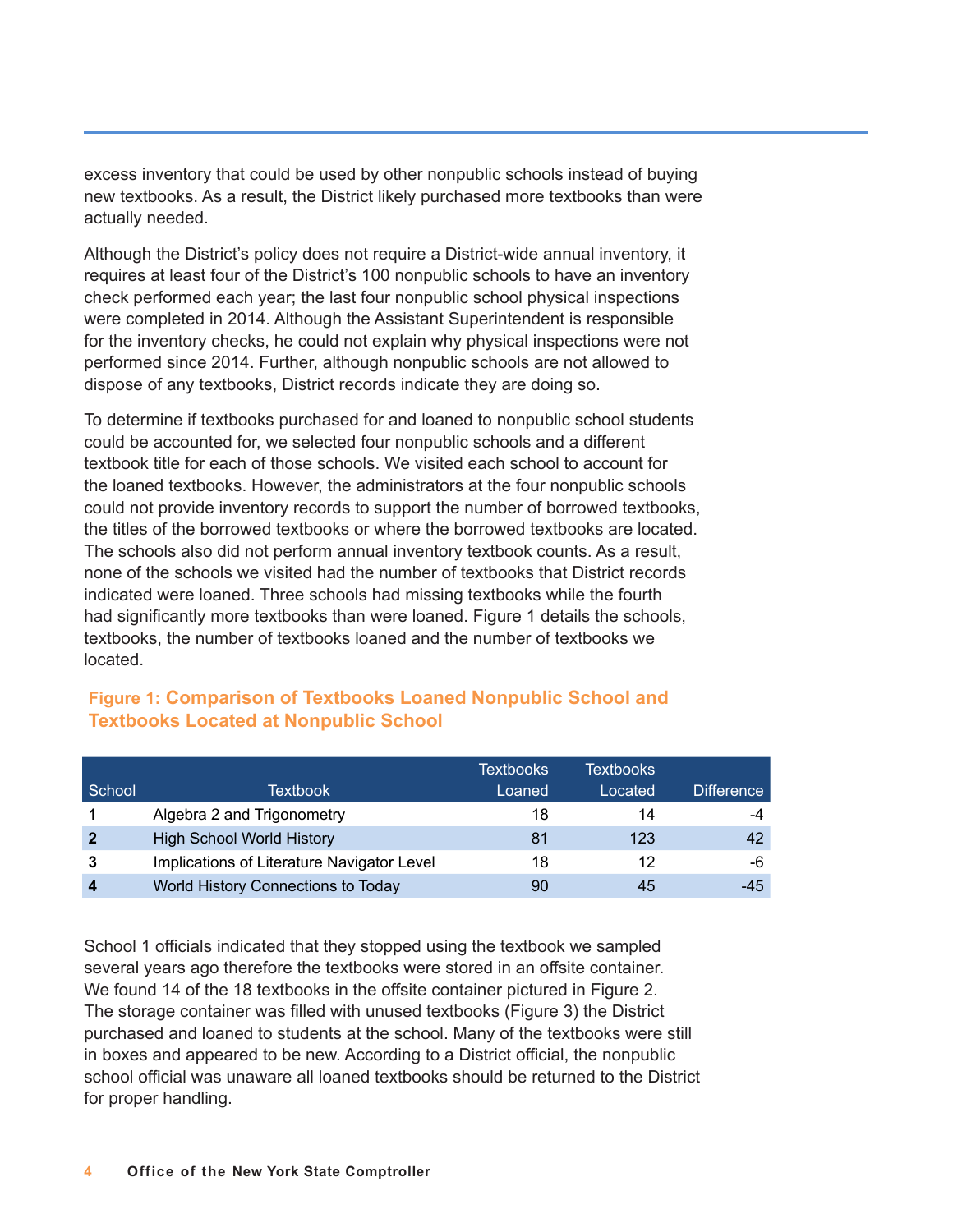excess inventory that could be used by other nonpublic schools instead of buying new textbooks. As a result, the District likely purchased more textbooks than were actually needed.

Although the District's policy does not require a District-wide annual inventory, it requires at least four of the District's 100 nonpublic schools to have an inventory check performed each year; the last four nonpublic school physical inspections were completed in 2014. Although the Assistant Superintendent is responsible for the inventory checks, he could not explain why physical inspections were not performed since 2014. Further, although nonpublic schools are not allowed to dispose of any textbooks, District records indicate they are doing so.

To determine if textbooks purchased for and loaned to nonpublic school students could be accounted for, we selected four nonpublic schools and a different textbook title for each of those schools. We visited each school to account for the loaned textbooks. However, the administrators at the four nonpublic schools could not provide inventory records to support the number of borrowed textbooks, the titles of the borrowed textbooks or where the borrowed textbooks are located. The schools also did not perform annual inventory textbook counts. As a result, none of the schools we visited had the number of textbooks that District records indicated were loaned. Three schools had missing textbooks while the fourth had significantly more textbooks than were loaned. Figure 1 details the schools, textbooks, the number of textbooks loaned and the number of textbooks we located.

### Figure 1: Comparison of Textbooks Loaned Nonpublic School and Textbooks Located at Nonpublic School

| School | Textbook | Textbooks Loaned | Textbooks Located | Difference |
|---|---|---|---|---|
| **1** | Algebra 2 and Trigonometry | 18 | 14 | -4 |
| **2** | High School World History | 81 | 123 | 42 |
| **3** | Implications of Literature Navigator Level | 18 | 12 | -6 |
| **4** | World History Connections to Today | 90 | 45 | -45 |

School 1 officials indicated that they stopped using the textbook we sampled several years ago therefore the textbooks were stored in an offsite container. We found 14 of the 18 textbooks in the offsite container pictured in Figure 2. The storage container was filled with unused textbooks (Figure 3) the District purchased and loaned to students at the school. Many of the textbooks were still in boxes and appeared to be new. According to a District official, the nonpublic school official was unaware all loaned textbooks should be returned to the District for proper handling.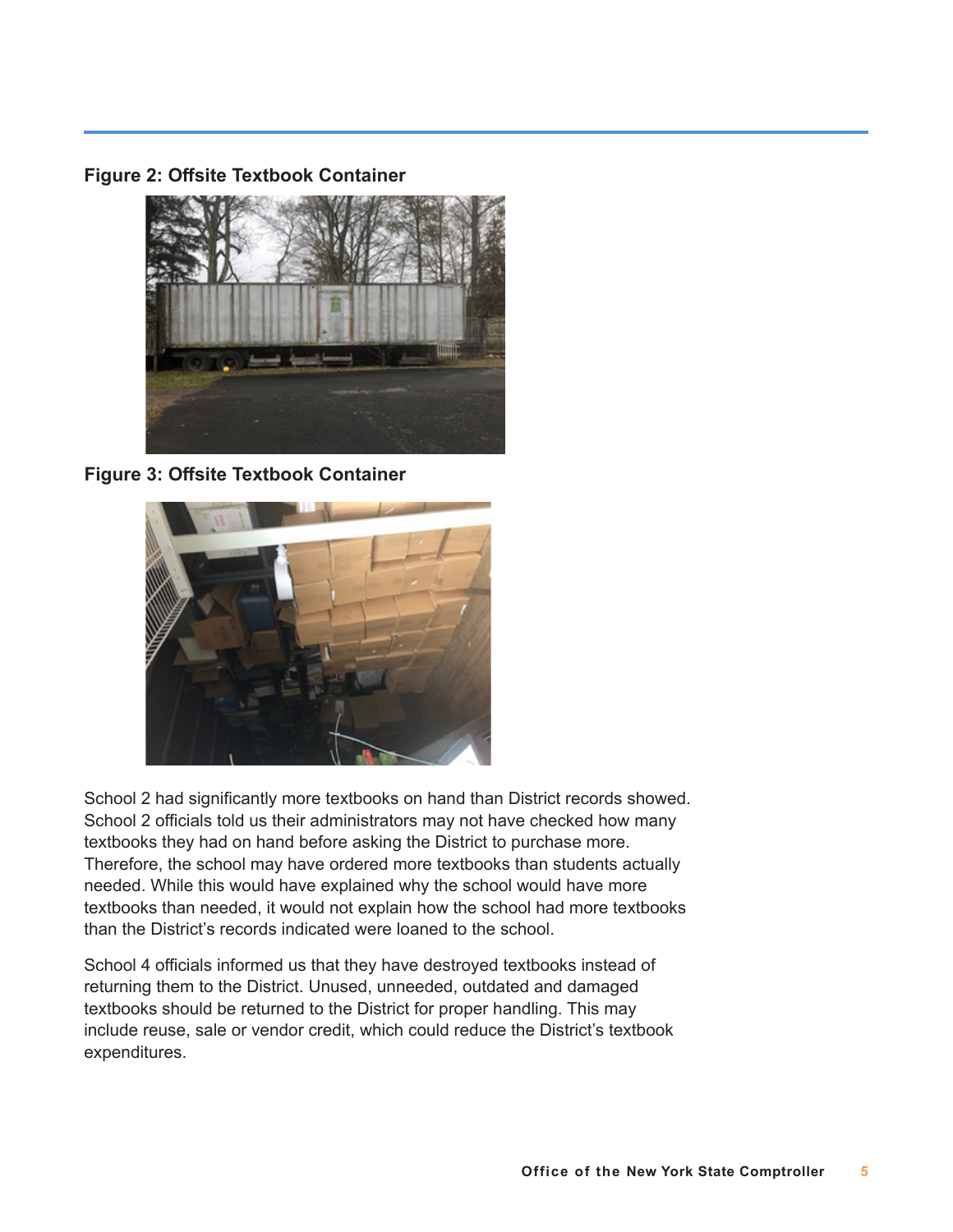**Figure 2: Offsite Textbook Container**

**Figure 3: Offsite Textbook Container**

School 2 had significantly more textbooks on hand than District records showed. School 2 officials told us their administrators may not have checked how many textbooks they had on hand before asking the District to purchase more. Therefore, the school may have ordered more textbooks than students actually needed. While this would have explained why the school would have more textbooks than needed, it would not explain how the school had more textbooks than the District's records indicated were loaned to the school.

School 4 officials informed us that they have destroyed textbooks instead of returning them to the District. Unused, unneeded, outdated and damaged textbooks should be returned to the District for proper handling. This may include reuse, sale or vendor credit, which could reduce the District's textbook expenditures.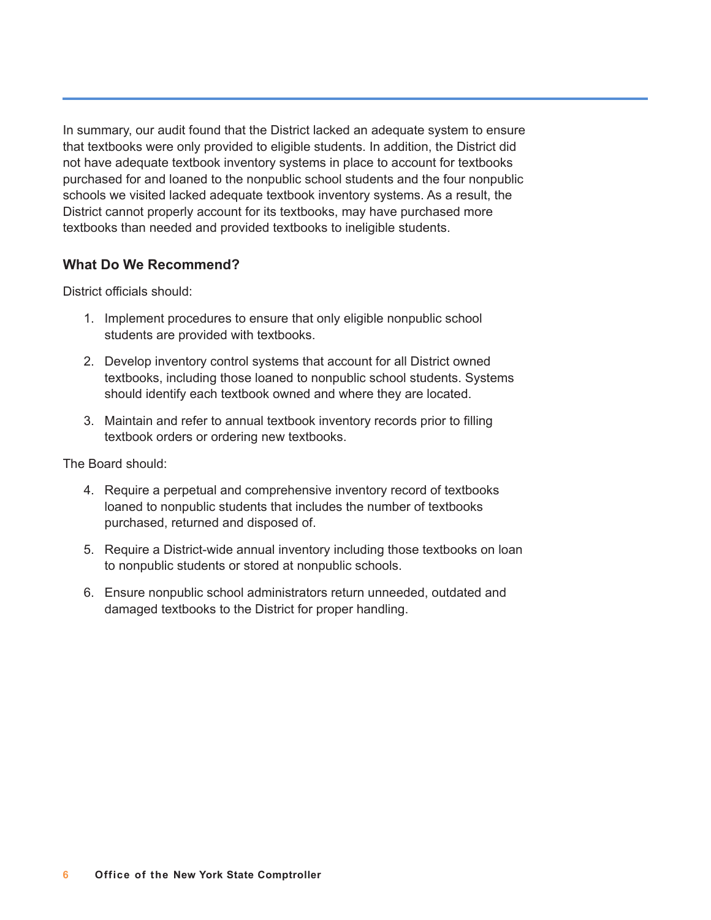In summary, our audit found that the District lacked an adequate system to ensure that textbooks were only provided to eligible students. In addition, the District did not have adequate textbook inventory systems in place to account for textbooks purchased for and loaned to the nonpublic school students and the four nonpublic schools we visited lacked adequate textbook inventory systems. As a result, the District cannot properly account for its textbooks, may have purchased more textbooks than needed and provided textbooks to ineligible students.

### What Do We Recommend?

District officials should:

1. Implement procedures to ensure that only eligible nonpublic school students are provided with textbooks.
2. Develop inventory control systems that account for all District owned textbooks, including those loaned to nonpublic school students. Systems should identify each textbook owned and where they are located.
3. Maintain and refer to annual textbook inventory records prior to filling textbook orders or ordering new textbooks.

The Board should:

4. Require a perpetual and comprehensive inventory record of textbooks loaned to nonpublic students that includes the number of textbooks purchased, returned and disposed of.
5. Require a District-wide annual inventory including those textbooks on loan to nonpublic students or stored at nonpublic schools.
6. Ensure nonpublic school administrators return unneeded, outdated and damaged textbooks to the District for proper handling.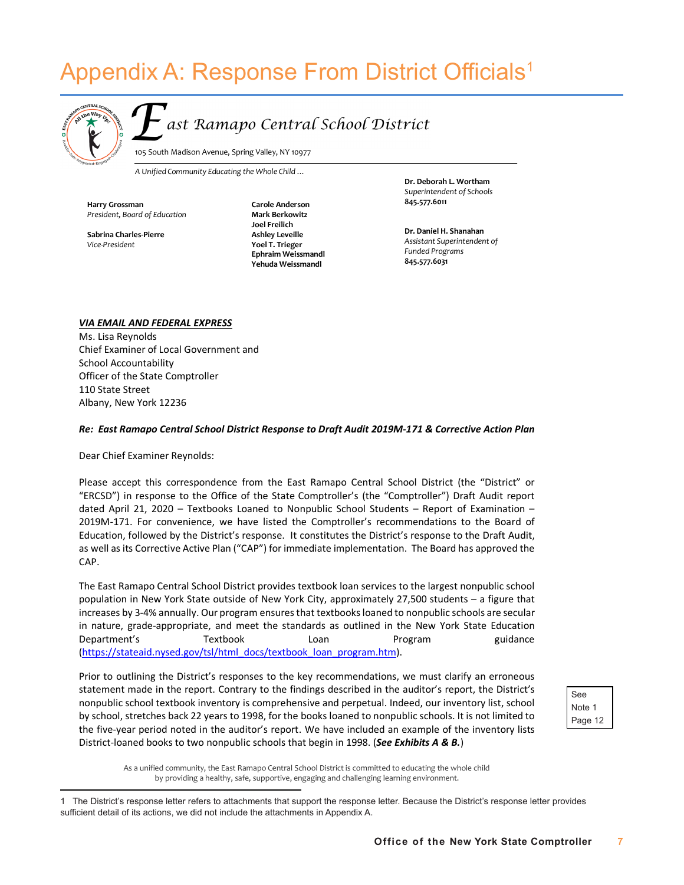# Appendix A: Response From District Officials[1]

*East Ramapo Central School District*

105 South Madison Avenue, Spring Valley, NY 10977

*A Unified Community Educating the Whole Child …*

**Harry Grossman**
*President, Board of Education*

**Sabrina Charles-Pierre**
*Vice-President*

**Carole Anderson**
**Mark Berkowitz**
**Joel Freilich**
**Ashley Leveille**
**Yoel T. Trieger**
**Ephraim Weissmandl**
**Yehuda Weissmandl**

**Dr. Deborah L. Wortham**
*Superintendent of Schools*
**845.577.6011**

**Dr. Daniel H. Shanahan**
*Assistant Superintendent of Funded Programs*
**845.577.6031**

***VIA EMAIL AND FEDERAL EXPRESS***

Ms. Lisa Reynolds
Chief Examiner of Local Government and School Accountability
Officer of the State Comptroller
110 State Street
Albany, New York 12236

***Re: East Ramapo Central School District Response to Draft Audit 2019M-171 & Corrective Action Plan***

Dear Chief Examiner Reynolds:

Please accept this correspondence from the East Ramapo Central School District (the "District" or "ERCSD") in response to the Office of the State Comptroller's (the "Comptroller") Draft Audit report dated April 21, 2020 – Textbooks Loaned to Nonpublic School Students – Report of Examination – 2019M-171. For convenience, we have listed the Comptroller's recommendations to the Board of Education, followed by the District's response. It constitutes the District's response to the Draft Audit, as well as its Corrective Active Plan ("CAP") for immediate implementation. The Board has approved the CAP.

The East Ramapo Central School District provides textbook loan services to the largest nonpublic school population in New York State outside of New York City, approximately 27,500 students – a figure that increases by 3-4% annually. Our program ensures that textbooks loaned to nonpublic schools are secular in nature, grade-appropriate, and meet the standards as outlined in the New York State Education Department's Textbook Loan Program guidance (https://stateaid.nysed.gov/tsl/html_docs/textbook_loan_program.htm).

Prior to outlining the District's responses to the key recommendations, we must clarify an erroneous statement made in the report. Contrary to the findings described in the auditor's report, the District's nonpublic school textbook inventory is comprehensive and perpetual. Indeed, our inventory list, school by school, stretches back 22 years to 1998, for the books loaned to nonpublic schools. It is not limited to the five-year period noted in the auditor's report. We have included an example of the inventory lists District-loaned books to two nonpublic schools that begin in 1998. (***See Exhibits A & B.***)

See Note 1 Page 12

As a unified community, the East Ramapo Central School District is committed to educating the whole child by providing a healthy, safe, supportive, engaging and challenging learning environment.

1 The District's response letter refers to attachments that support the response letter. Because the District's response letter provides sufficient detail of its actions, we did not include the attachments in Appendix A.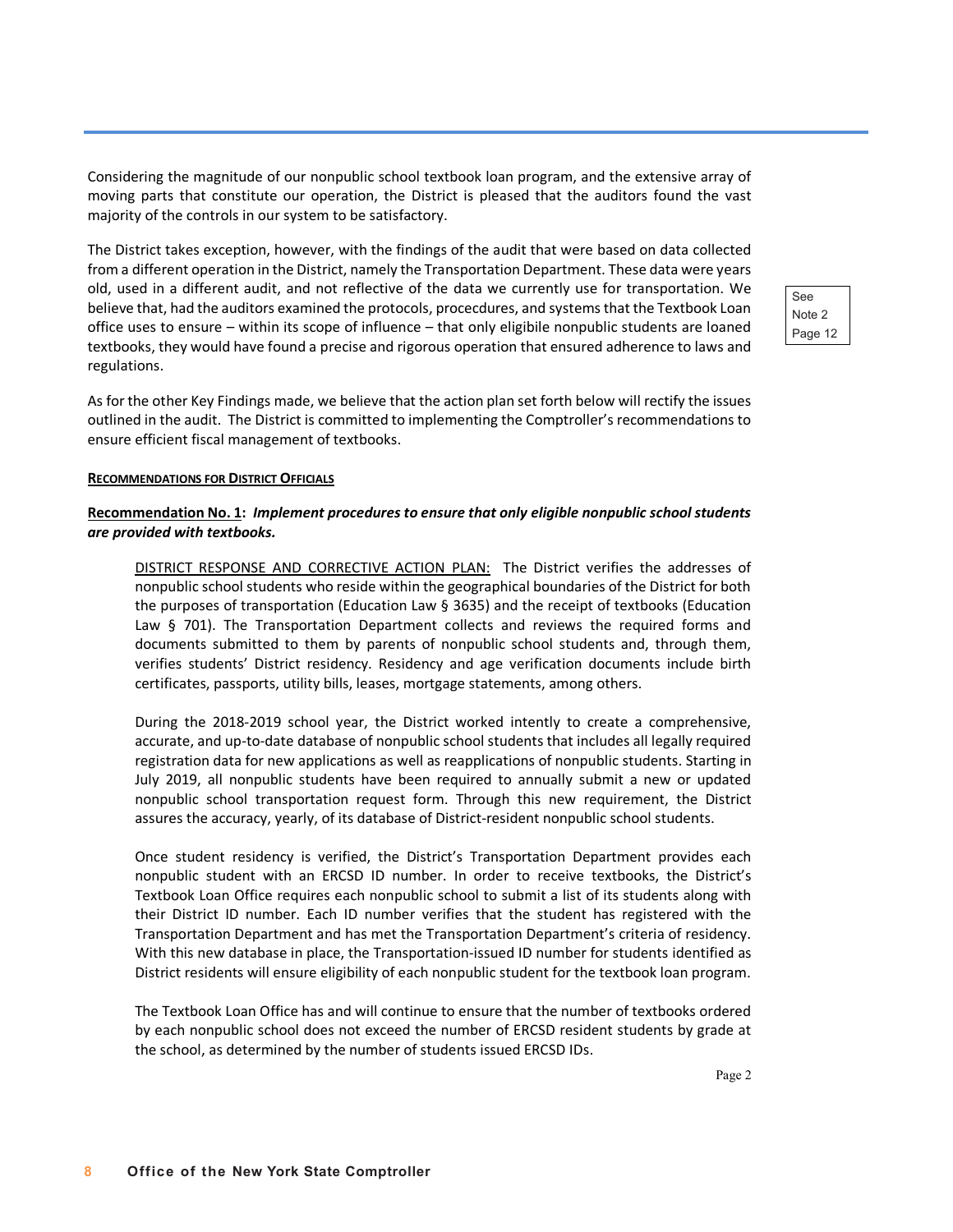Considering the magnitude of our nonpublic school textbook loan program, and the extensive array of moving parts that constitute our operation, the District is pleased that the auditors found the vast majority of the controls in our system to be satisfactory.

The District takes exception, however, with the findings of the audit that were based on data collected from a different operation in the District, namely the Transportation Department. These data were years old, used in a different audit, and not reflective of the data we currently use for transportation. We believe that, had the auditors examined the protocols, procecdures, and systems that the Textbook Loan office uses to ensure – within its scope of influence – that only eligibile nonpublic students are loaned textbooks, they would have found a precise and rigorous operation that ensured adherence to laws and regulations.

See Note 2 Page 12

As for the other Key Findings made, we believe that the action plan set forth below will rectify the issues outlined in the audit. The District is committed to implementing the Comptroller's recommendations to ensure efficient fiscal management of textbooks.

**RECOMMENDATIONS FOR DISTRICT OFFICIALS**

**Recommendation No. 1:** ***Implement procedures to ensure that only eligible nonpublic school students are provided with textbooks.***

DISTRICT RESPONSE AND CORRECTIVE ACTION PLAN: The District verifies the addresses of nonpublic school students who reside within the geographical boundaries of the District for both the purposes of transportation (Education Law § 3635) and the receipt of textbooks (Education Law § 701). The Transportation Department collects and reviews the required forms and documents submitted to them by parents of nonpublic school students and, through them, verifies students' District residency. Residency and age verification documents include birth certificates, passports, utility bills, leases, mortgage statements, among others.

During the 2018-2019 school year, the District worked intently to create a comprehensive, accurate, and up-to-date database of nonpublic school students that includes all legally required registration data for new applications as well as reapplications of nonpublic students. Starting in July 2019, all nonpublic students have been required to annually submit a new or updated nonpublic school transportation request form. Through this new requirement, the District assures the accuracy, yearly, of its database of District-resident nonpublic school students.

Once student residency is verified, the District's Transportation Department provides each nonpublic student with an ERCSD ID number. In order to receive textbooks, the District's Textbook Loan Office requires each nonpublic school to submit a list of its students along with their District ID number. Each ID number verifies that the student has registered with the Transportation Department and has met the Transportation Department's criteria of residency. With this new database in place, the Transportation-issued ID number for students identified as District residents will ensure eligibility of each nonpublic student for the textbook loan program.

The Textbook Loan Office has and will continue to ensure that the number of textbooks ordered by each nonpublic school does not exceed the number of ERCSD resident students by grade at the school, as determined by the number of students issued ERCSD IDs.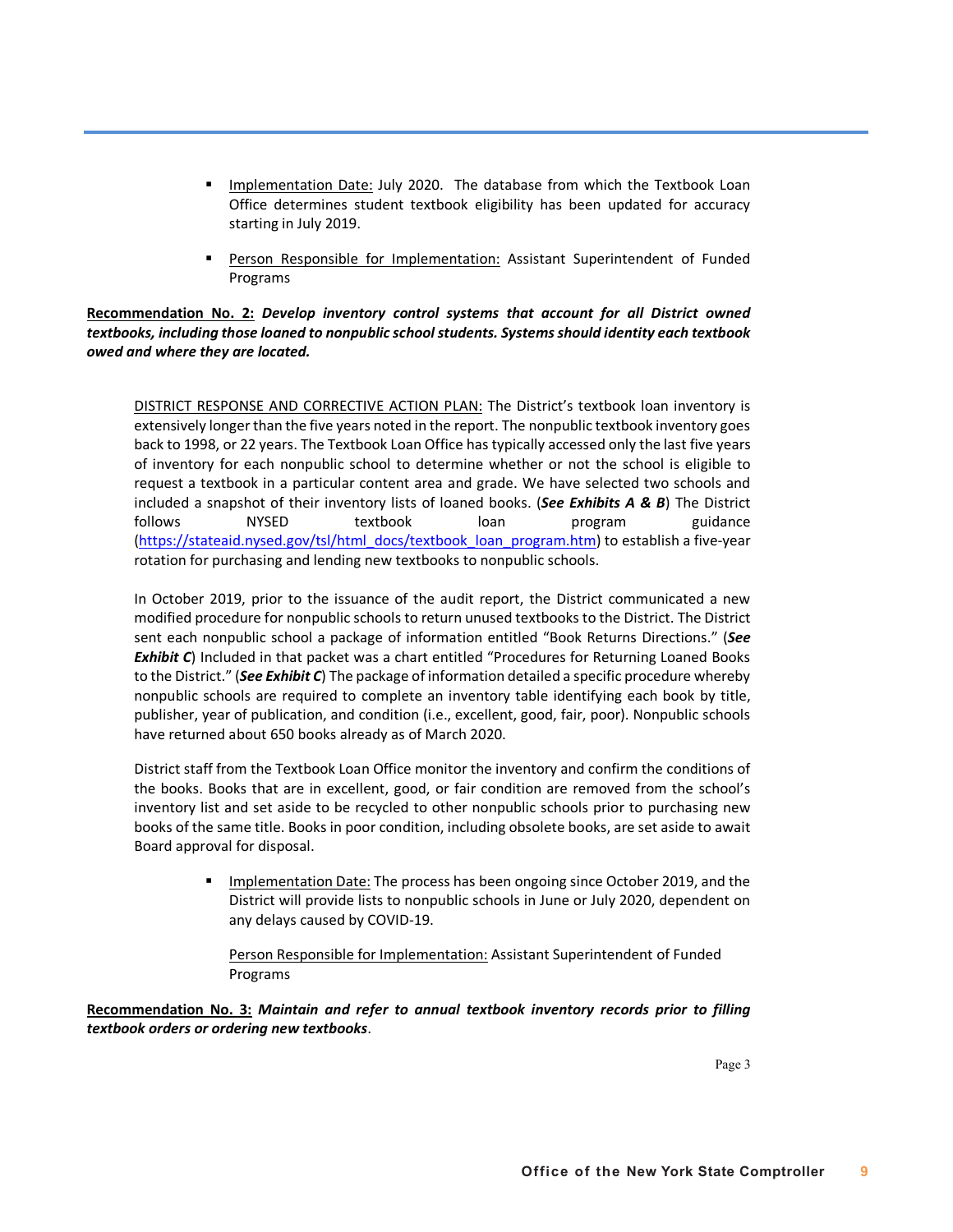- Implementation Date: July 2020. The database from which the Textbook Loan Office determines student textbook eligibility has been updated for accuracy starting in July 2019.

- Person Responsible for Implementation: Assistant Superintendent of Funded Programs

**Recommendation No. 2:** ***Develop inventory control systems that account for all District owned textbooks, including those loaned to nonpublic school students. Systems should identity each textbook owed and where they are located.***

DISTRICT RESPONSE AND CORRECTIVE ACTION PLAN: The District's textbook loan inventory is extensively longer than the five years noted in the report. The nonpublic textbook inventory goes back to 1998, or 22 years. The Textbook Loan Office has typically accessed only the last five years of inventory for each nonpublic school to determine whether or not the school is eligible to request a textbook in a particular content area and grade. We have selected two schools and included a snapshot of their inventory lists of loaned books. (***See Exhibits A & B***) The District follows NYSED textbook loan program guidance (https://stateaid.nysed.gov/tsl/html_docs/textbook_loan_program.htm) to establish a five-year rotation for purchasing and lending new textbooks to nonpublic schools.

In October 2019, prior to the issuance of the audit report, the District communicated a new modified procedure for nonpublic schools to return unused textbooks to the District. The District sent each nonpublic school a package of information entitled "Book Returns Directions." (***See Exhibit C***) Included in that packet was a chart entitled "Procedures for Returning Loaned Books to the District." (***See Exhibit C***) The package of information detailed a specific procedure whereby nonpublic schools are required to complete an inventory table identifying each book by title, publisher, year of publication, and condition (i.e., excellent, good, fair, poor). Nonpublic schools have returned about 650 books already as of March 2020.

District staff from the Textbook Loan Office monitor the inventory and confirm the conditions of the books. Books that are in excellent, good, or fair condition are removed from the school's inventory list and set aside to be recycled to other nonpublic schools prior to purchasing new books of the same title. Books in poor condition, including obsolete books, are set aside to await Board approval for disposal.

- Implementation Date: The process has been ongoing since October 2019, and the District will provide lists to nonpublic schools in June or July 2020, dependent on any delays caused by COVID-19.

  Person Responsible for Implementation: Assistant Superintendent of Funded Programs

**Recommendation No. 3:** ***Maintain and refer to annual textbook inventory records prior to filling textbook orders or ordering new textbooks***.

Page 3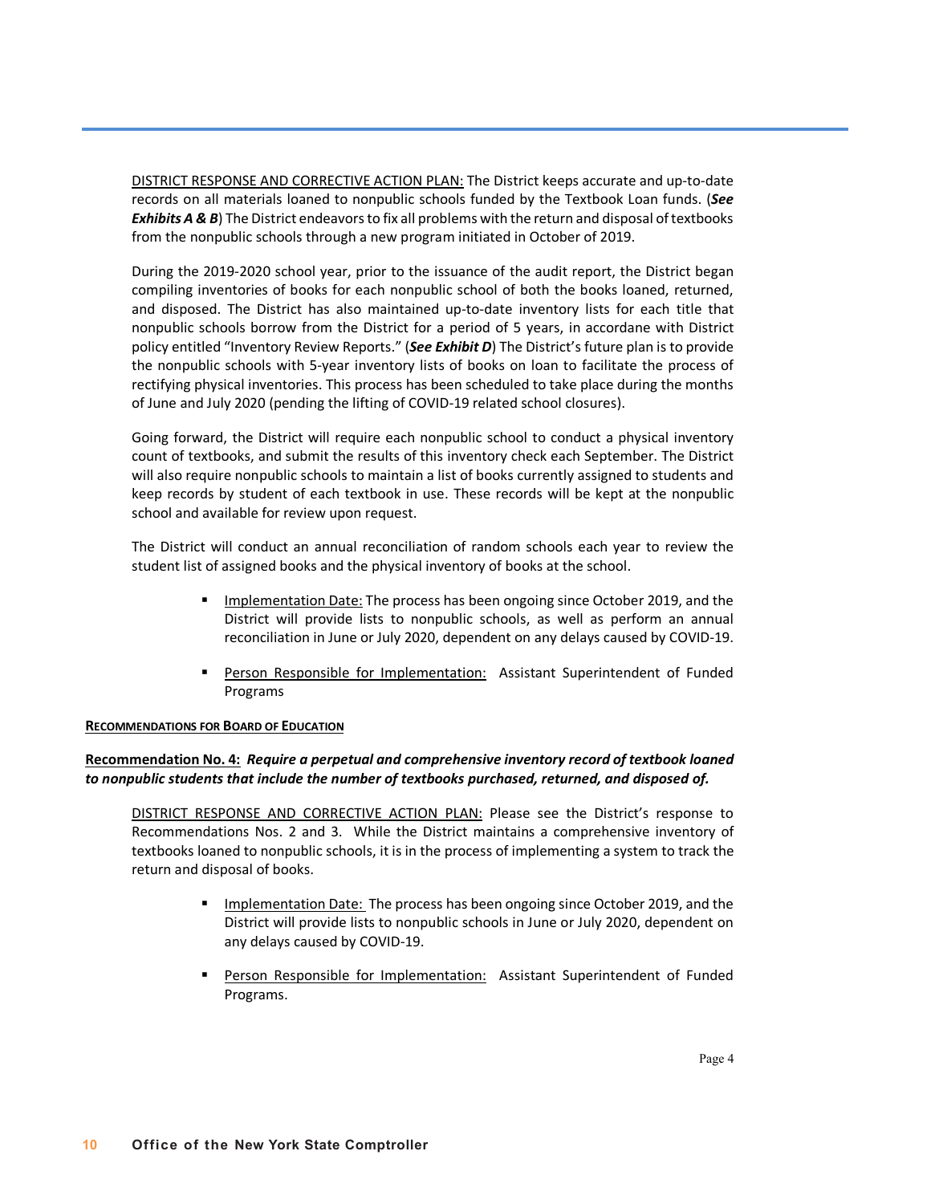DISTRICT RESPONSE AND CORRECTIVE ACTION PLAN: The District keeps accurate and up-to-date records on all materials loaned to nonpublic schools funded by the Textbook Loan funds. (***See Exhibits A & B***) The District endeavors to fix all problems with the return and disposal of textbooks from the nonpublic schools through a new program initiated in October of 2019.

During the 2019-2020 school year, prior to the issuance of the audit report, the District began compiling inventories of books for each nonpublic school of both the books loaned, returned, and disposed. The District has also maintained up-to-date inventory lists for each title that nonpublic schools borrow from the District for a period of 5 years, in accordane with District policy entitled "Inventory Review Reports." (***See Exhibit D***) The District's future plan is to provide the nonpublic schools with 5-year inventory lists of books on loan to facilitate the process of rectifying physical inventories. This process has been scheduled to take place during the months of June and July 2020 (pending the lifting of COVID-19 related school closures).

Going forward, the District will require each nonpublic school to conduct a physical inventory count of textbooks, and submit the results of this inventory check each September. The District will also require nonpublic schools to maintain a list of books currently assigned to students and keep records by student of each textbook in use. These records will be kept at the nonpublic school and available for review upon request.

The District will conduct an annual reconciliation of random schools each year to review the student list of assigned books and the physical inventory of books at the school.

- Implementation Date: The process has been ongoing since October 2019, and the District will provide lists to nonpublic schools, as well as perform an annual reconciliation in June or July 2020, dependent on any delays caused by COVID-19.
- Person Responsible for Implementation: Assistant Superintendent of Funded Programs

**RECOMMENDATIONS FOR BOARD OF EDUCATION**

**Recommendation No. 4:** ***Require a perpetual and comprehensive inventory record of textbook loaned to nonpublic students that include the number of textbooks purchased, returned, and disposed of.***

DISTRICT RESPONSE AND CORRECTIVE ACTION PLAN: Please see the District's response to Recommendations Nos. 2 and 3. While the District maintains a comprehensive inventory of textbooks loaned to nonpublic schools, it is in the process of implementing a system to track the return and disposal of books.

- Implementation Date: The process has been ongoing since October 2019, and the District will provide lists to nonpublic schools in June or July 2020, dependent on any delays caused by COVID-19.
- Person Responsible for Implementation: Assistant Superintendent of Funded Programs.

Page 4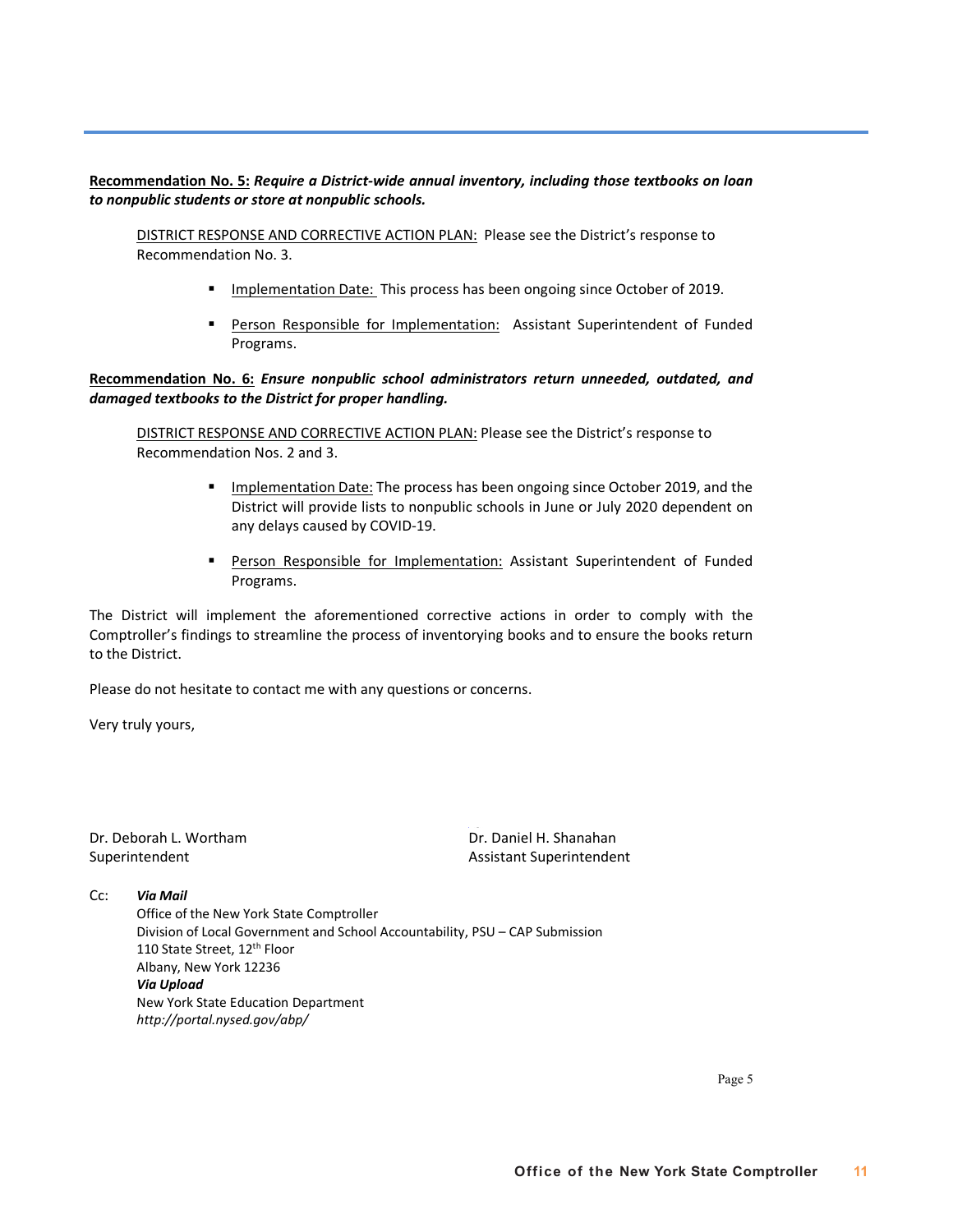**Recommendation No. 5:** ***Require a District-wide annual inventory, including those textbooks on loan to nonpublic students or store at nonpublic schools.***

DISTRICT RESPONSE AND CORRECTIVE ACTION PLAN: Please see the District's response to Recommendation No. 3.

- Implementation Date: This process has been ongoing since October of 2019.
- Person Responsible for Implementation: Assistant Superintendent of Funded Programs.

**Recommendation No. 6:** ***Ensure nonpublic school administrators return unneeded, outdated, and damaged textbooks to the District for proper handling.***

DISTRICT RESPONSE AND CORRECTIVE ACTION PLAN: Please see the District's response to Recommendation Nos. 2 and 3.

- Implementation Date: The process has been ongoing since October 2019, and the District will provide lists to nonpublic schools in June or July 2020 dependent on any delays caused by COVID-19.
- Person Responsible for Implementation: Assistant Superintendent of Funded Programs.

The District will implement the aforementioned corrective actions in order to comply with the Comptroller's findings to streamline the process of inventorying books and to ensure the books return to the District.

Please do not hesitate to contact me with any questions or concerns.

Very truly yours,

Dr. Deborah L. Wortham
Superintendent

Dr. Daniel H. Shanahan
Assistant Superintendent

Cc: ***Via Mail***
Office of the New York State Comptroller
Division of Local Government and School Accountability, PSU – CAP Submission
110 State Street, 12th Floor
Albany, New York 12236
***Via Upload***
New York State Education Department
*http://portal.nysed.gov/abp/*

Page 5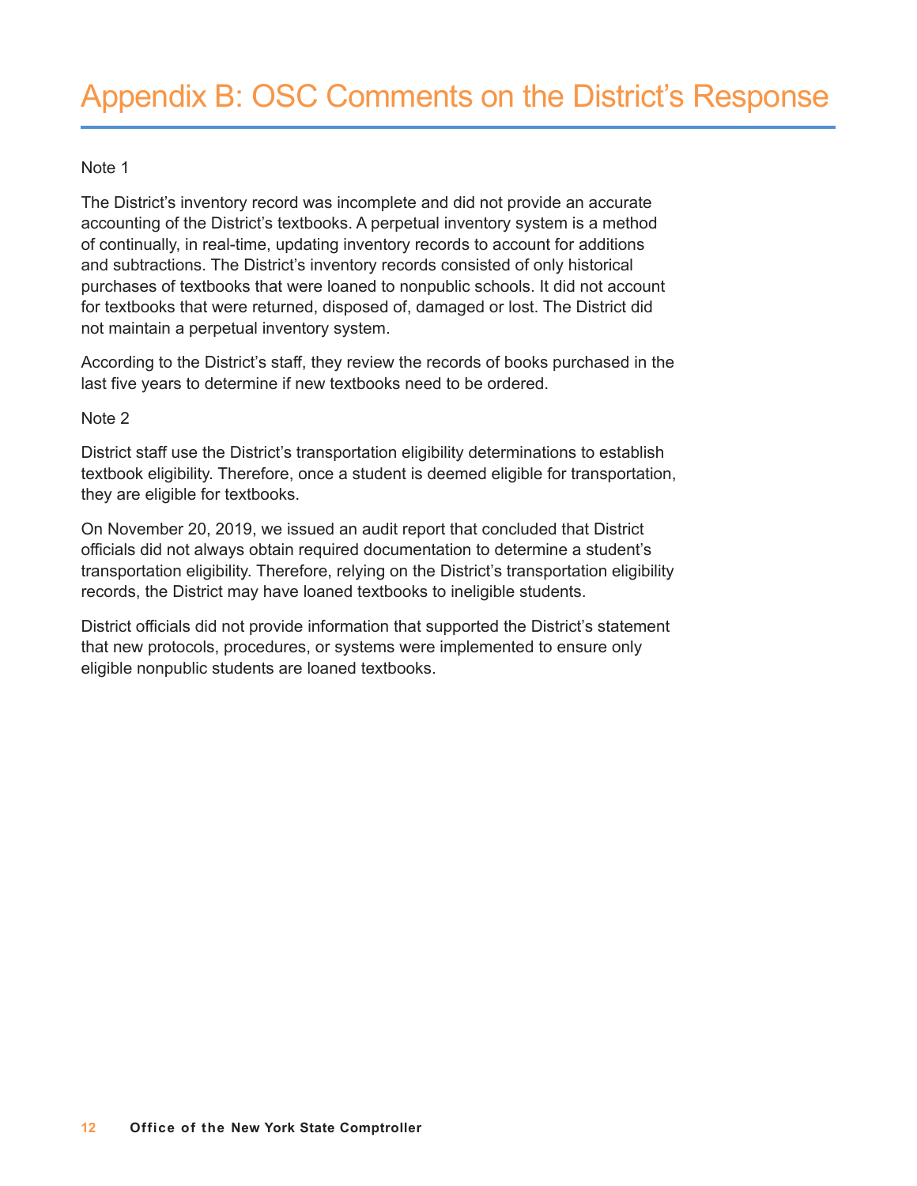# Appendix B: OSC Comments on the District's Response

Note 1

The District's inventory record was incomplete and did not provide an accurate accounting of the District's textbooks. A perpetual inventory system is a method of continually, in real-time, updating inventory records to account for additions and subtractions. The District's inventory records consisted of only historical purchases of textbooks that were loaned to nonpublic schools. It did not account for textbooks that were returned, disposed of, damaged or lost. The District did not maintain a perpetual inventory system.

According to the District's staff, they review the records of books purchased in the last five years to determine if new textbooks need to be ordered.

Note 2

District staff use the District's transportation eligibility determinations to establish textbook eligibility. Therefore, once a student is deemed eligible for transportation, they are eligible for textbooks.

On November 20, 2019, we issued an audit report that concluded that District officials did not always obtain required documentation to determine a student's transportation eligibility. Therefore, relying on the District's transportation eligibility records, the District may have loaned textbooks to ineligible students.

District officials did not provide information that supported the District's statement that new protocols, procedures, or systems were implemented to ensure only eligible nonpublic students are loaned textbooks.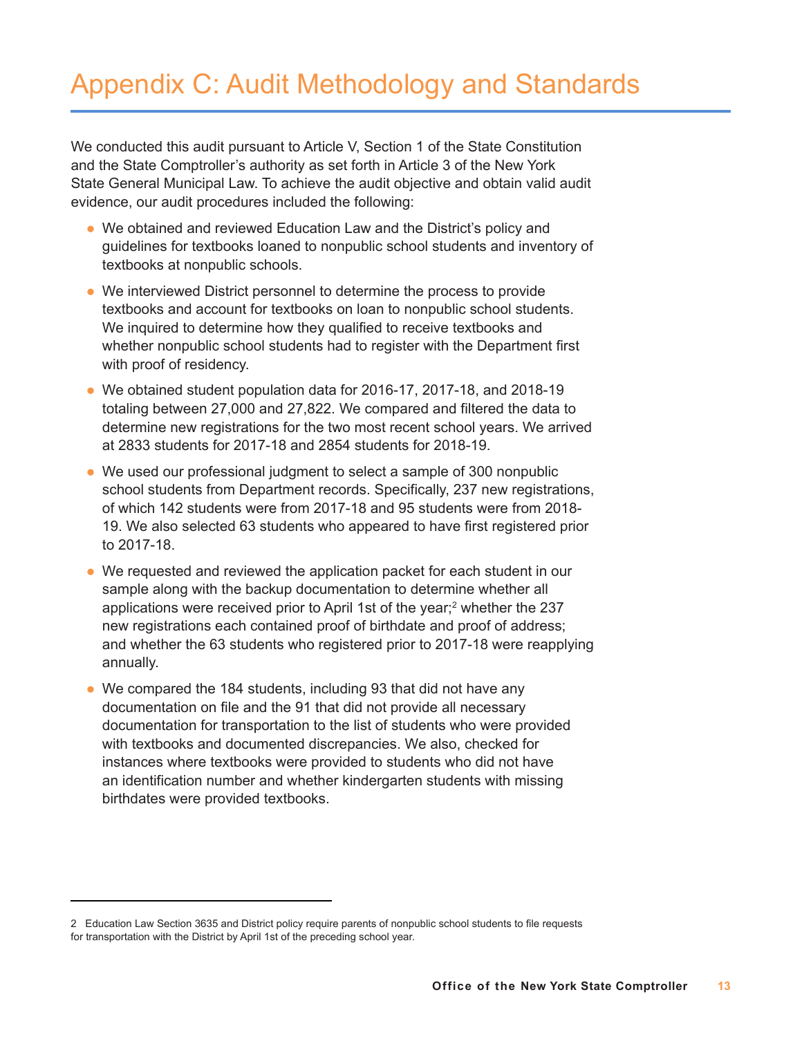# Appendix C: Audit Methodology and Standards

We conducted this audit pursuant to Article V, Section 1 of the State Constitution and the State Comptroller's authority as set forth in Article 3 of the New York State General Municipal Law. To achieve the audit objective and obtain valid audit evidence, our audit procedures included the following:

- We obtained and reviewed Education Law and the District's policy and guidelines for textbooks loaned to nonpublic school students and inventory of textbooks at nonpublic schools.
- We interviewed District personnel to determine the process to provide textbooks and account for textbooks on loan to nonpublic school students. We inquired to determine how they qualified to receive textbooks and whether nonpublic school students had to register with the Department first with proof of residency.
- We obtained student population data for 2016-17, 2017-18, and 2018-19 totaling between 27,000 and 27,822. We compared and filtered the data to determine new registrations for the two most recent school years. We arrived at 2833 students for 2017-18 and 2854 students for 2018-19.
- We used our professional judgment to select a sample of 300 nonpublic school students from Department records. Specifically, 237 new registrations, of which 142 students were from 2017-18 and 95 students were from 2018-19. We also selected 63 students who appeared to have first registered prior to 2017-18.
- We requested and reviewed the application packet for each student in our sample along with the backup documentation to determine whether all applications were received prior to April 1st of the year;[2] whether the 237 new registrations each contained proof of birthdate and proof of address; and whether the 63 students who registered prior to 2017-18 were reapplying annually.
- We compared the 184 students, including 93 that did not have any documentation on file and the 91 that did not provide all necessary documentation for transportation to the list of students who were provided with textbooks and documented discrepancies. We also, checked for instances where textbooks were provided to students who did not have an identification number and whether kindergarten students with missing birthdates were provided textbooks.

---

2 Education Law Section 3635 and District policy require parents of nonpublic school students to file requests for transportation with the District by April 1st of the preceding school year.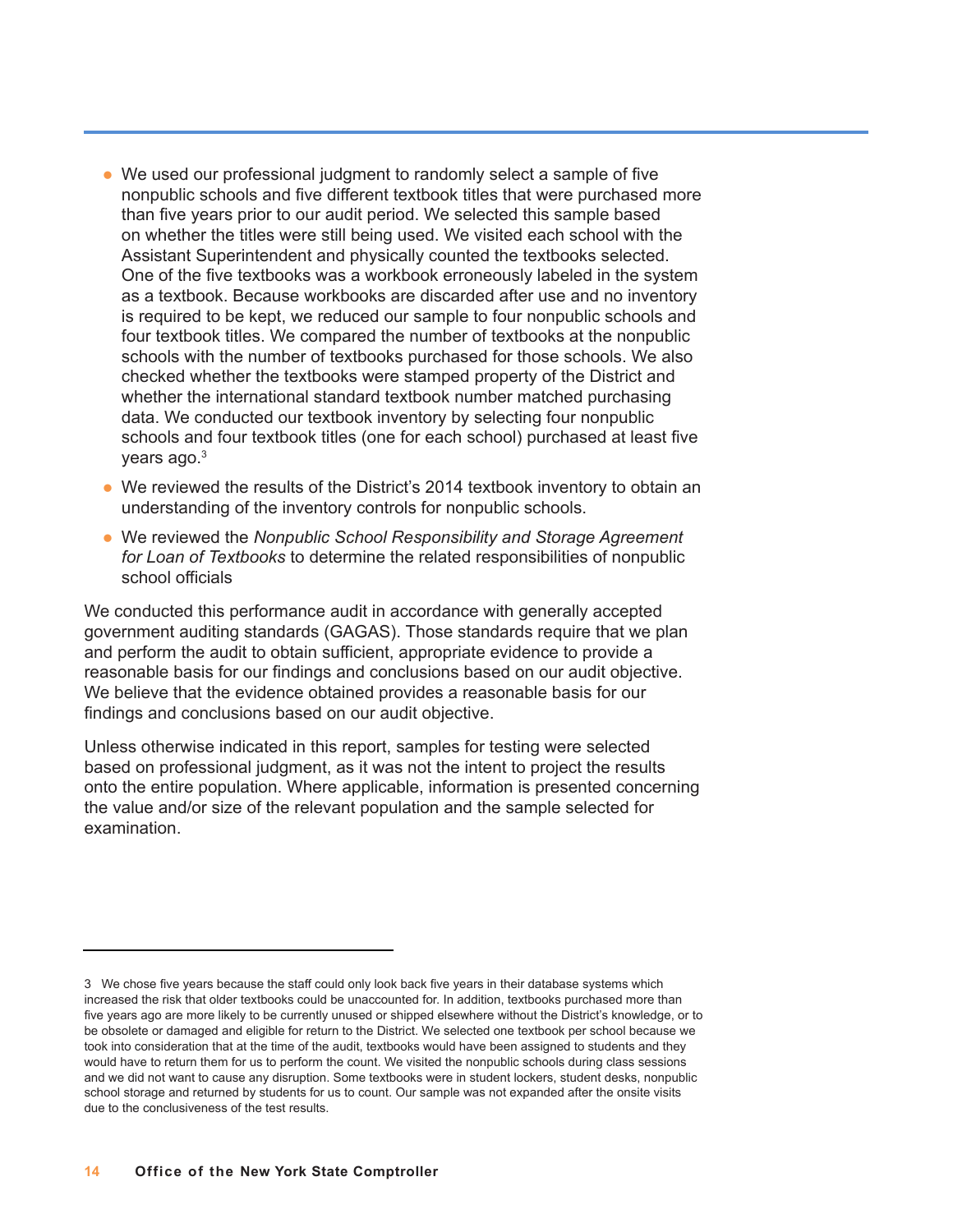- We used our professional judgment to randomly select a sample of five nonpublic schools and five different textbook titles that were purchased more than five years prior to our audit period. We selected this sample based on whether the titles were still being used. We visited each school with the Assistant Superintendent and physically counted the textbooks selected. One of the five textbooks was a workbook erroneously labeled in the system as a textbook. Because workbooks are discarded after use and no inventory is required to be kept, we reduced our sample to four nonpublic schools and four textbook titles. We compared the number of textbooks at the nonpublic schools with the number of textbooks purchased for those schools. We also checked whether the textbooks were stamped property of the District and whether the international standard textbook number matched purchasing data. We conducted our textbook inventory by selecting four nonpublic schools and four textbook titles (one for each school) purchased at least five years ago.[3]
- We reviewed the results of the District's 2014 textbook inventory to obtain an understanding of the inventory controls for nonpublic schools.
- We reviewed the *Nonpublic School Responsibility and Storage Agreement for Loan of Textbooks* to determine the related responsibilities of nonpublic school officials

We conducted this performance audit in accordance with generally accepted government auditing standards (GAGAS). Those standards require that we plan and perform the audit to obtain sufficient, appropriate evidence to provide a reasonable basis for our findings and conclusions based on our audit objective. We believe that the evidence obtained provides a reasonable basis for our findings and conclusions based on our audit objective.

Unless otherwise indicated in this report, samples for testing were selected based on professional judgment, as it was not the intent to project the results onto the entire population. Where applicable, information is presented concerning the value and/or size of the relevant population and the sample selected for examination.

---

3 We chose five years because the staff could only look back five years in their database systems which increased the risk that older textbooks could be unaccounted for. In addition, textbooks purchased more than five years ago are more likely to be currently unused or shipped elsewhere without the District's knowledge, or to be obsolete or damaged and eligible for return to the District. We selected one textbook per school because we took into consideration that at the time of the audit, textbooks would have been assigned to students and they would have to return them for us to perform the count. We visited the nonpublic schools during class sessions and we did not want to cause any disruption. Some textbooks were in student lockers, student desks, nonpublic school storage and returned by students for us to count. Our sample was not expanded after the onsite visits due to the conclusiveness of the test results.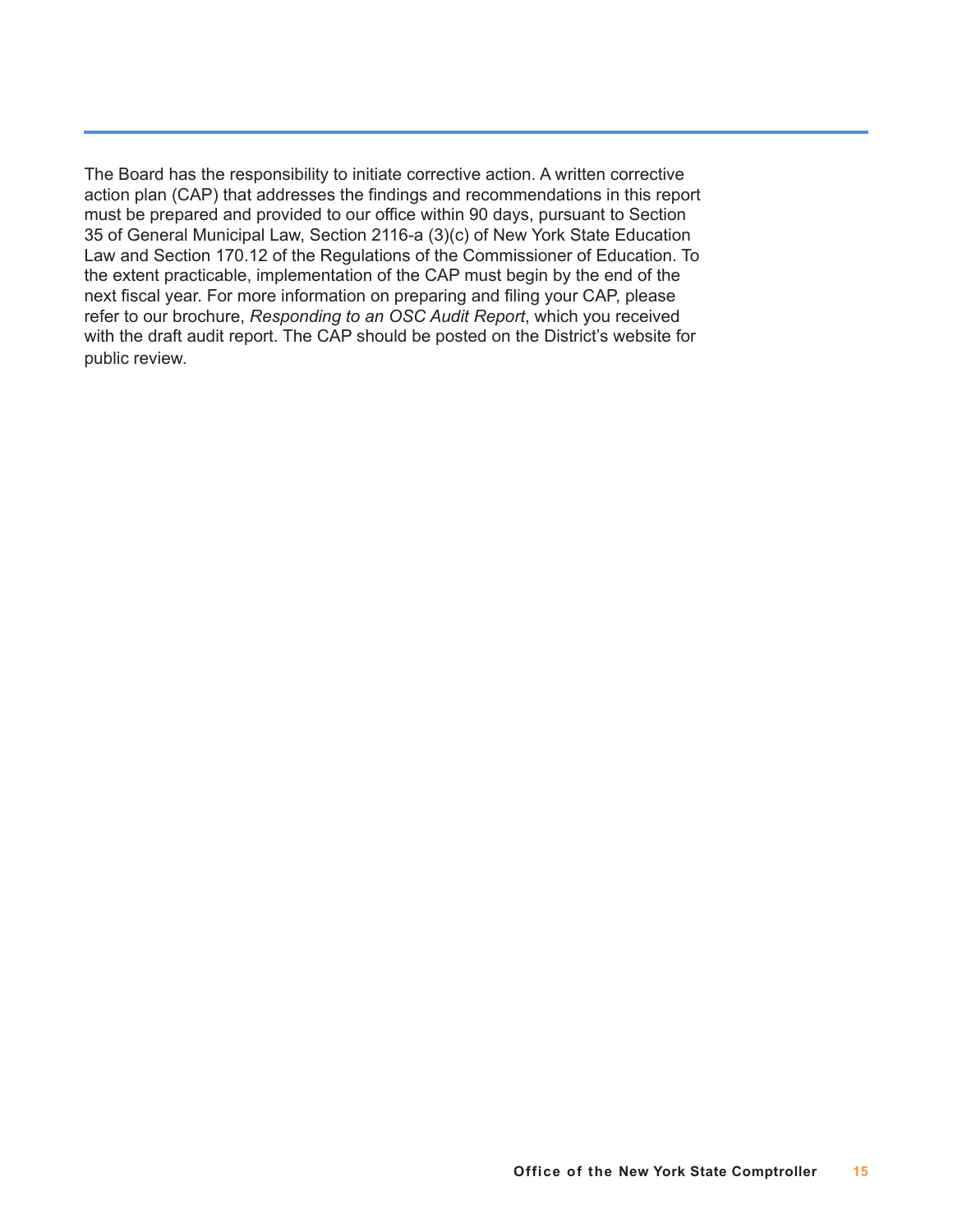The Board has the responsibility to initiate corrective action. A written corrective action plan (CAP) that addresses the findings and recommendations in this report must be prepared and provided to our office within 90 days, pursuant to Section 35 of General Municipal Law, Section 2116-a (3)(c) of New York State Education Law and Section 170.12 of the Regulations of the Commissioner of Education. To the extent practicable, implementation of the CAP must begin by the end of the next fiscal year. For more information on preparing and filing your CAP, please refer to our brochure, *Responding to an OSC Audit Report*, which you received with the draft audit report. The CAP should be posted on the District's website for public review.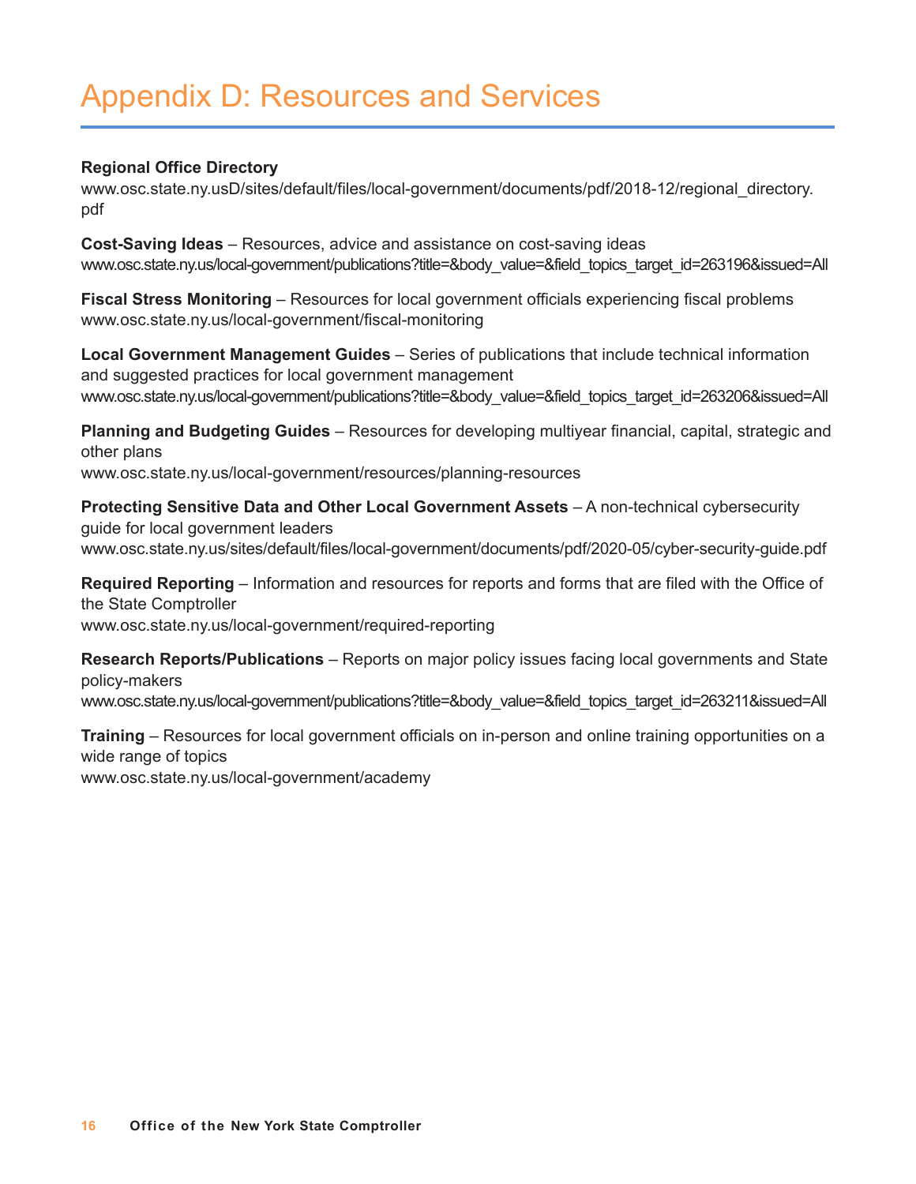# Appendix D: Resources and Services

**Regional Office Directory**
www.osc.state.ny.usD/sites/default/files/local-government/documents/pdf/2018-12/regional_directory.pdf

**Cost-Saving Ideas** – Resources, advice and assistance on cost-saving ideas
www.osc.state.ny.us/local-government/publications?title=&body_value=&field_topics_target_id=263196&issued=All

**Fiscal Stress Monitoring** – Resources for local government officials experiencing fiscal problems
www.osc.state.ny.us/local-government/fiscal-monitoring

**Local Government Management Guides** – Series of publications that include technical information and suggested practices for local government management
www.osc.state.ny.us/local-government/publications?title=&body_value=&field_topics_target_id=263206&issued=All

**Planning and Budgeting Guides** – Resources for developing multiyear financial, capital, strategic and other plans
www.osc.state.ny.us/local-government/resources/planning-resources

**Protecting Sensitive Data and Other Local Government Assets** – A non-technical cybersecurity guide for local government leaders
www.osc.state.ny.us/sites/default/files/local-government/documents/pdf/2020-05/cyber-security-guide.pdf

**Required Reporting** – Information and resources for reports and forms that are filed with the Office of the State Comptroller
www.osc.state.ny.us/local-government/required-reporting

**Research Reports/Publications** – Reports on major policy issues facing local governments and State policy-makers
www.osc.state.ny.us/local-government/publications?title=&body_value=&field_topics_target_id=263211&issued=All

**Training** – Resources for local government officials on in-person and online training opportunities on a wide range of topics
www.osc.state.ny.us/local-government/academy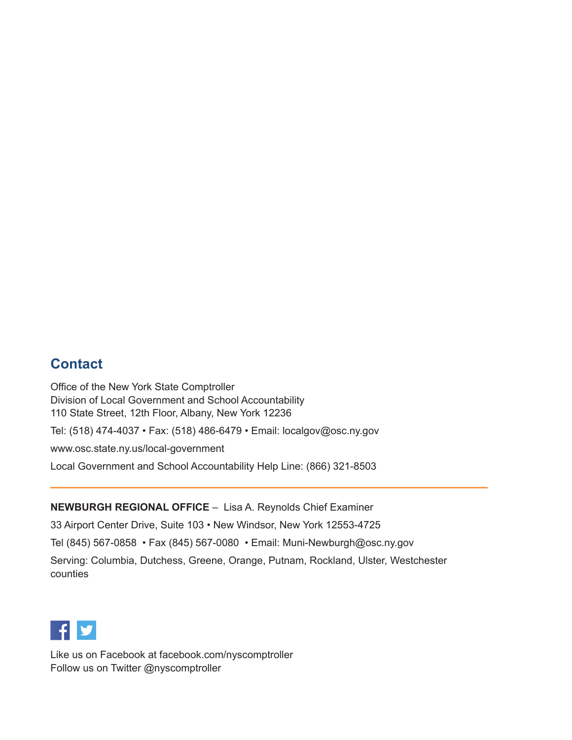## Contact

Office of the New York State Comptroller
Division of Local Government and School Accountability
110 State Street, 12th Floor, Albany, New York 12236

Tel: (518) 474-4037 • Fax: (518) 486-6479 • Email: localgov@osc.ny.gov

www.osc.state.ny.us/local-government

Local Government and School Accountability Help Line: (866) 321-8503

---

**NEWBURGH REGIONAL OFFICE** – Lisa A. Reynolds Chief Examiner

33 Airport Center Drive, Suite 103 • New Windsor, New York 12553-4725

Tel (845) 567-0858 • Fax (845) 567-0080 • Email: Muni-Newburgh@osc.ny.gov

Serving: Columbia, Dutchess, Greene, Orange, Putnam, Rockland, Ulster, Westchester counties

Like us on Facebook at facebook.com/nyscomptroller
Follow us on Twitter @nyscomptroller